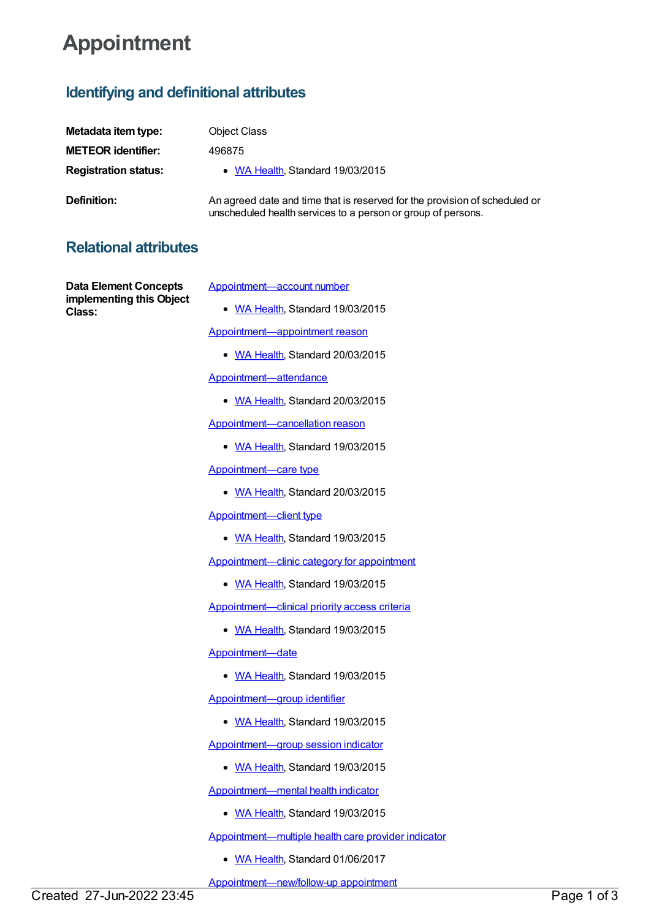# Appointment

## Identifying and definitional attributes

**Metadata item type:** Object Class

**METEOR identifier:** 496875

**Registration status:**
- WA Health, Standard 19/03/2015

**Definition:** An agreed date and time that is reserved for the provision of scheduled or unscheduled health services to a person or group of persons.

## Relational attributes

**Data Element Concepts implementing this Object Class:**

Appointment—account number
- WA Health, Standard 19/03/2015

Appointment—appointment reason
- WA Health, Standard 20/03/2015

Appointment—attendance
- WA Health, Standard 20/03/2015

Appointment—cancellation reason
- WA Health, Standard 19/03/2015

Appointment—care type
- WA Health, Standard 20/03/2015

Appointment—client type
- WA Health, Standard 19/03/2015

Appointment—clinic category for appointment
- WA Health, Standard 19/03/2015

Appointment—clinical priority access criteria
- WA Health, Standard 19/03/2015

Appointment—date
- WA Health, Standard 19/03/2015

Appointment—group identifier
- WA Health, Standard 19/03/2015

Appointment—group session indicator
- WA Health, Standard 19/03/2015

Appointment—mental health indicator
- WA Health, Standard 19/03/2015

Appointment—multiple health care provider indicator
- WA Health, Standard 01/06/2017

Appointment—new/follow-up appointment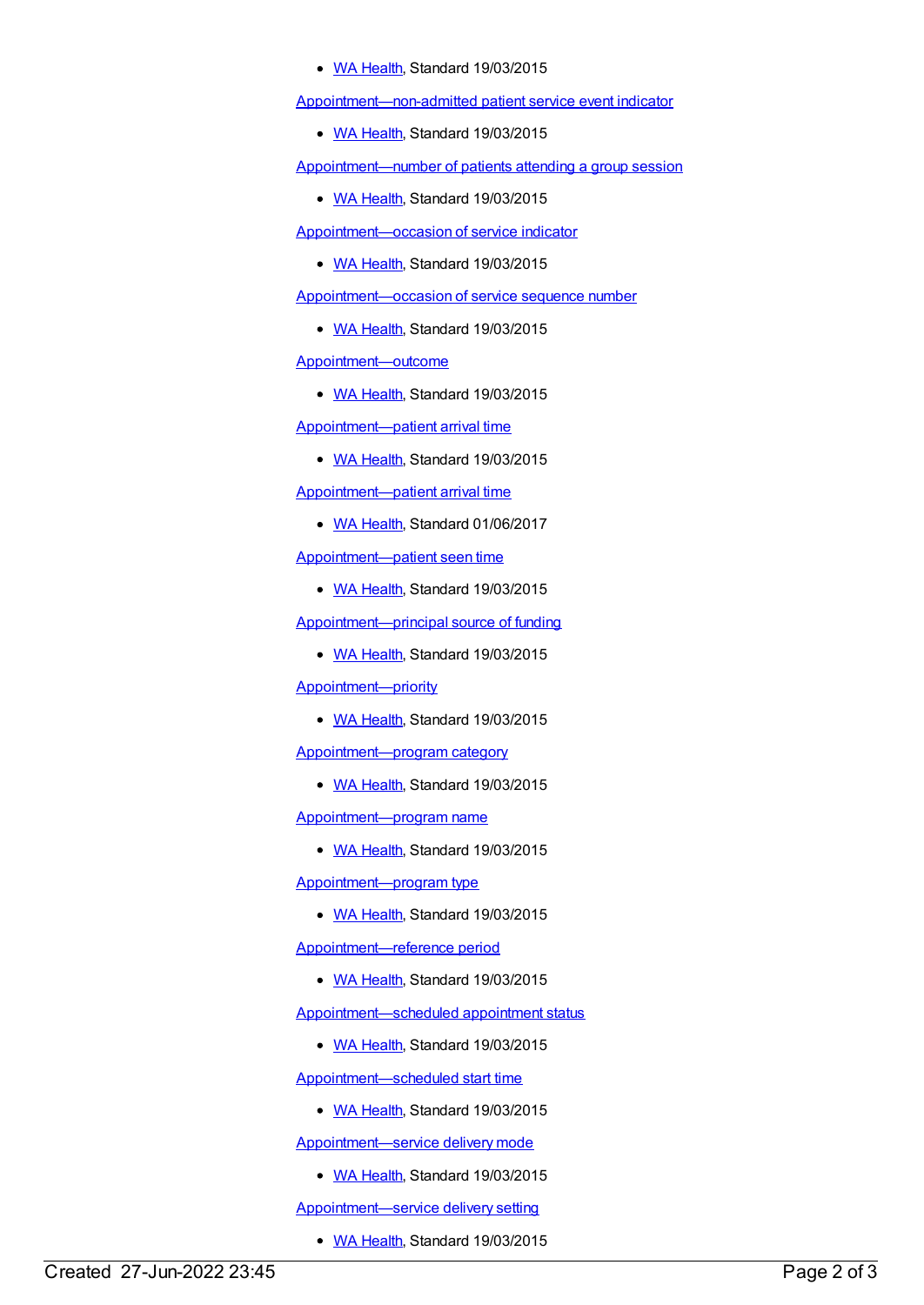- WA Health, Standard 19/03/2015

Appointment—non-admitted patient service event indicator

- WA Health, Standard 19/03/2015

Appointment—number of patients attending a group session

- WA Health, Standard 19/03/2015

Appointment—occasion of service indicator

- WA Health, Standard 19/03/2015

Appointment—occasion of service sequence number

- WA Health, Standard 19/03/2015

Appointment—outcome

- WA Health, Standard 19/03/2015

Appointment—patient arrival time

- WA Health, Standard 19/03/2015

Appointment—patient arrival time

- WA Health, Standard 01/06/2017

Appointment—patient seen time

- WA Health, Standard 19/03/2015

Appointment—principal source of funding

- WA Health, Standard 19/03/2015

Appointment—priority

- WA Health, Standard 19/03/2015

Appointment—program category

- WA Health, Standard 19/03/2015

Appointment—program name

- WA Health, Standard 19/03/2015

Appointment—program type

- WA Health, Standard 19/03/2015

Appointment—reference period

- WA Health, Standard 19/03/2015

Appointment—scheduled appointment status

- WA Health, Standard 19/03/2015

Appointment—scheduled start time

- WA Health, Standard 19/03/2015

Appointment—service delivery mode

- WA Health, Standard 19/03/2015

Appointment—service delivery setting

- WA Health, Standard 19/03/2015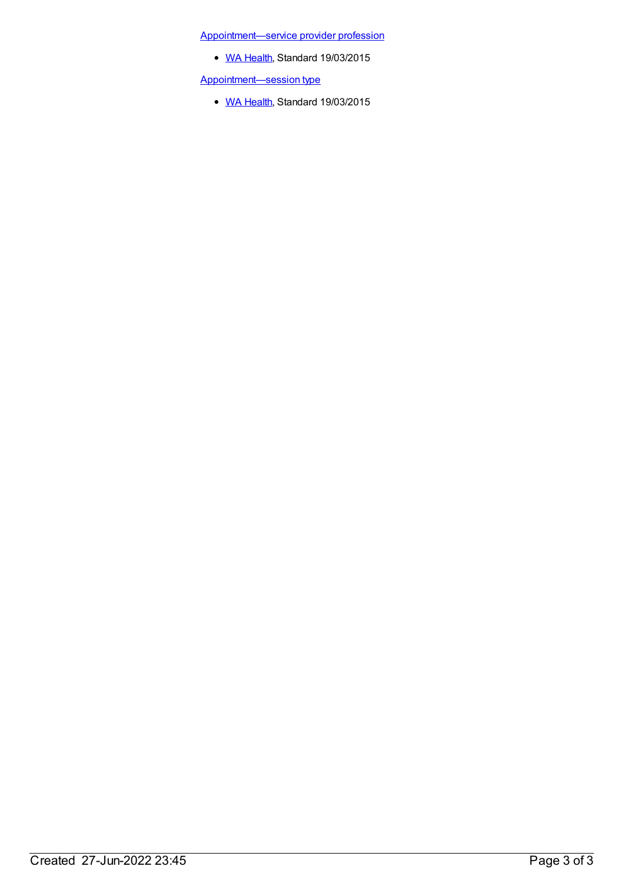Appointment—service provider profession

- WA Health, Standard 19/03/2015

Appointment—session type

- WA Health, Standard 19/03/2015